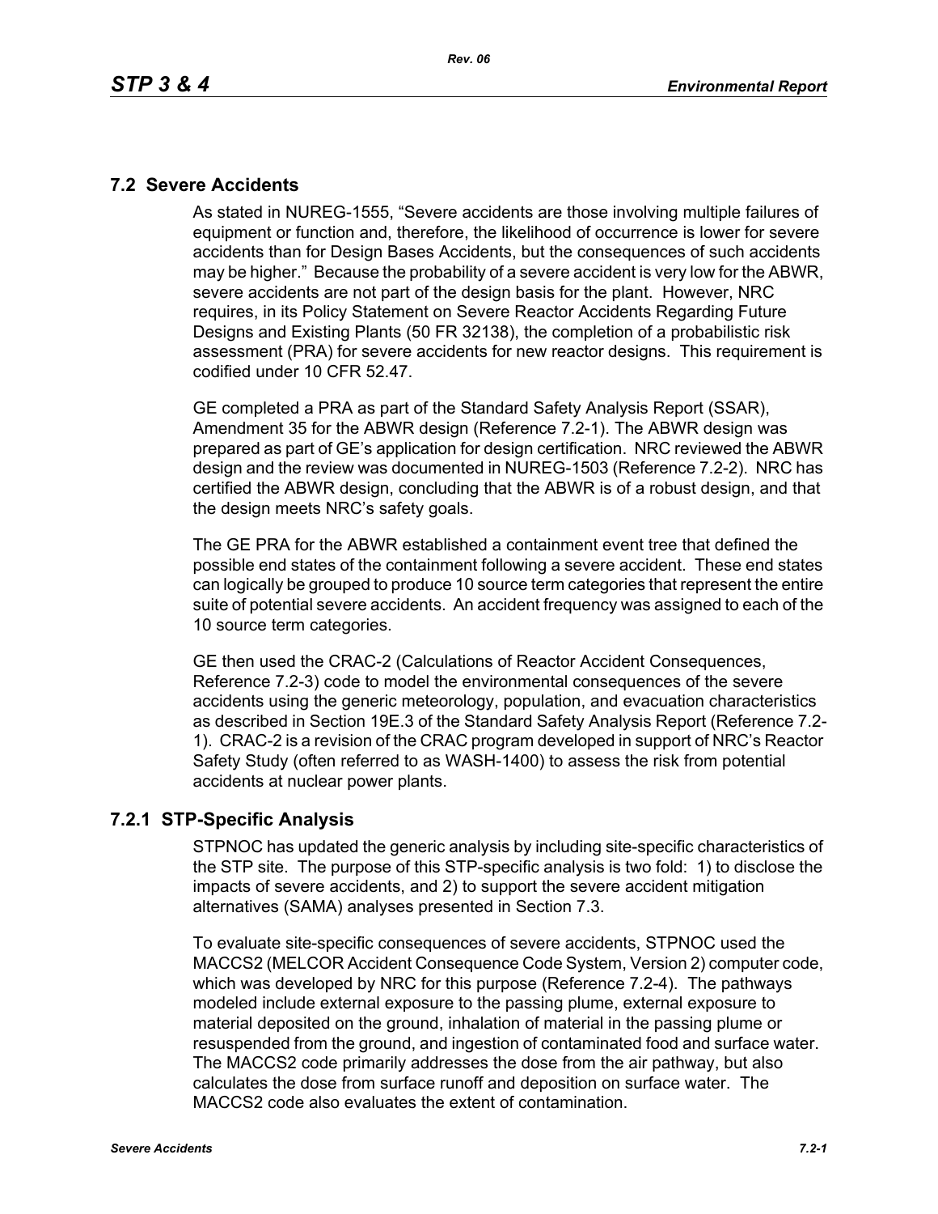## 7.2 Severe Accidents

As stated in NUREG-1555, "Severe accidents are those involving multiple failures of equipment or function and, therefore, the likelihood of occurrence is lower for severe accidents than for Design Bases Accidents, but the consequences of such accidents may be higher." Because the probability of a severe accident is very low for the ABWR, severe accidents are not part of the design basis for the plant. However, NRC requires, in its Policy Statement on Severe Reactor Accidents Regarding Future Designs and Existing Plants (50 FR 32138), the completion of a probabilistic risk assessment (PRA) for severe accidents for new reactor designs. This requirement is codified under 10 CFR 52.47.

GE completed a PRA as part of the Standard Safety Analysis Report (SSAR), Amendment 35 for the ABWR design (Reference 7.2-1). The ABWR design was prepared as part of GE's application for design certification. NRC reviewed the ABWR design and the review was documented in NUREG-1503 (Reference 7.2-2). NRC has certified the ABWR design, concluding that the ABWR is of a robust design, and that the design meets NRC's safety goals.

The GE PRA for the ABWR established a containment event tree that defined the possible end states of the containment following a severe accident. These end states can logically be grouped to produce 10 source term categories that represent the entire suite of potential severe accidents. An accident frequency was assigned to each of the 10 source term categories.

GE then used the CRAC-2 (Calculations of Reactor Accident Consequences, Reference 7.2-3) code to model the environmental consequences of the severe accidents using the generic meteorology, population, and evacuation characteristics as described in Section 19E.3 of the Standard Safety Analysis Report (Reference 7.2-1). CRAC-2 is a revision of the CRAC program developed in support of NRC's Reactor Safety Study (often referred to as WASH-1400) to assess the risk from potential accidents at nuclear power plants.

### 7.2.1 STP-Specific Analysis

STPNOC has updated the generic analysis by including site-specific characteristics of the STP site. The purpose of this STP-specific analysis is two fold: 1) to disclose the impacts of severe accidents, and 2) to support the severe accident mitigation alternatives (SAMA) analyses presented in Section 7.3.

To evaluate site-specific consequences of severe accidents, STPNOC used the MACCS2 (MELCOR Accident Consequence Code System, Version 2) computer code, which was developed by NRC for this purpose (Reference 7.2-4). The pathways modeled include external exposure to the passing plume, external exposure to material deposited on the ground, inhalation of material in the passing plume or resuspended from the ground, and ingestion of contaminated food and surface water. The MACCS2 code primarily addresses the dose from the air pathway, but also calculates the dose from surface runoff and deposition on surface water. The MACCS2 code also evaluates the extent of contamination.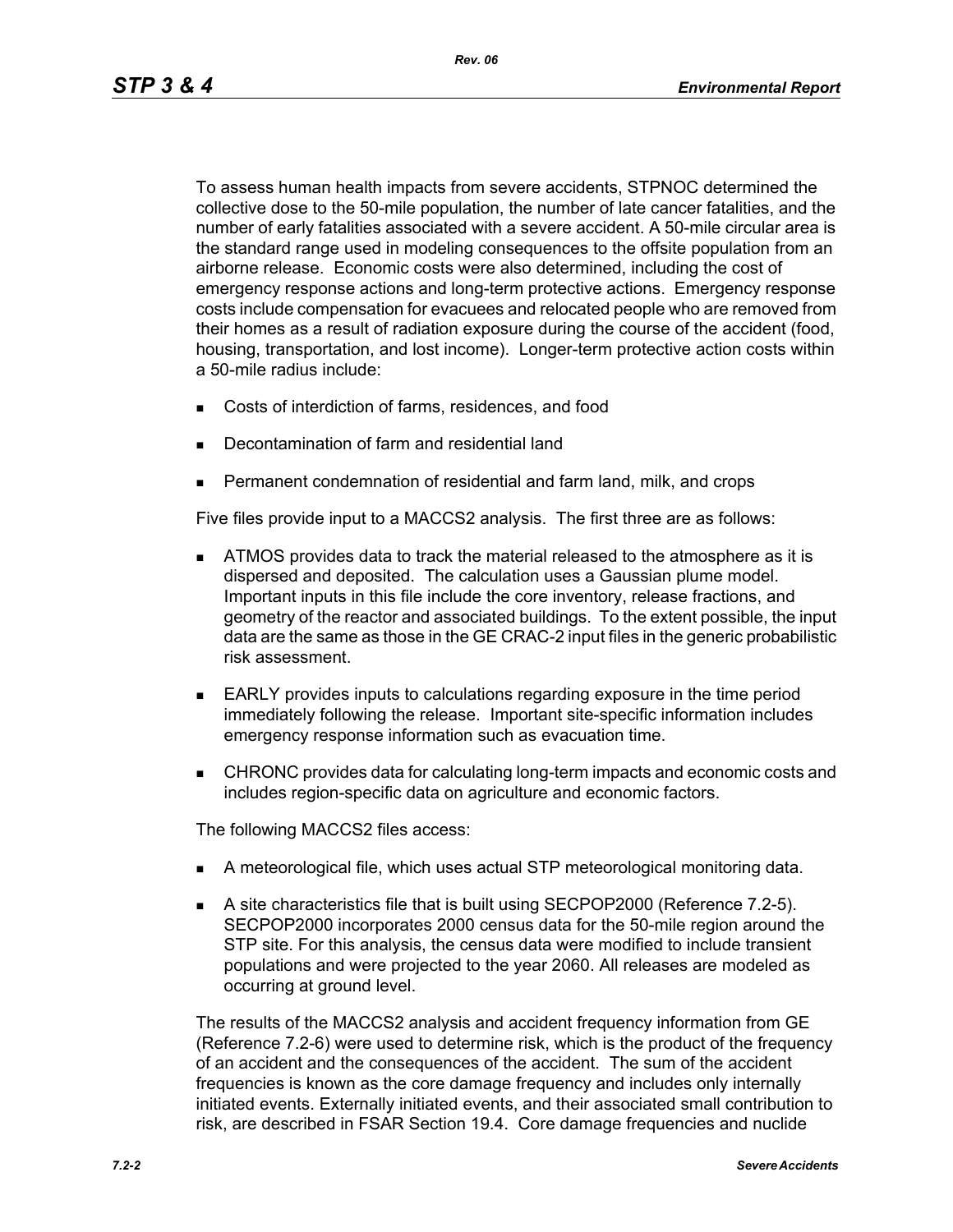To assess human health impacts from severe accidents, STPNOC determined the collective dose to the 50-mile population, the number of late cancer fatalities, and the number of early fatalities associated with a severe accident. A 50-mile circular area is the standard range used in modeling consequences to the offsite population from an airborne release. Economic costs were also determined, including the cost of emergency response actions and long-term protective actions. Emergency response costs include compensation for evacuees and relocated people who are removed from their homes as a result of radiation exposure during the course of the accident (food, housing, transportation, and lost income). Longer-term protective action costs within a 50-mile radius include:

- Costs of interdiction of farms, residences, and food
- Decontamination of farm and residential land
- Permanent condemnation of residential and farm land, milk, and crops

Five files provide input to a MACCS2 analysis. The first three are as follows:

- ATMOS provides data to track the material released to the atmosphere as it is dispersed and deposited. The calculation uses a Gaussian plume model. Important inputs in this file include the core inventory, release fractions, and geometry of the reactor and associated buildings. To the extent possible, the input data are the same as those in the GE CRAC-2 input files in the generic probabilistic risk assessment.
- EARLY provides inputs to calculations regarding exposure in the time period immediately following the release. Important site-specific information includes emergency response information such as evacuation time.
- CHRONC provides data for calculating long-term impacts and economic costs and includes region-specific data on agriculture and economic factors.

The following MACCS2 files access:

- A meteorological file, which uses actual STP meteorological monitoring data.
- A site characteristics file that is built using SECPOP2000 (Reference 7.2-5). SECPOP2000 incorporates 2000 census data for the 50-mile region around the STP site. For this analysis, the census data were modified to include transient populations and were projected to the year 2060. All releases are modeled as occurring at ground level.

The results of the MACCS2 analysis and accident frequency information from GE (Reference 7.2-6) were used to determine risk, which is the product of the frequency of an accident and the consequences of the accident. The sum of the accident frequencies is known as the core damage frequency and includes only internally initiated events. Externally initiated events, and their associated small contribution to risk, are described in FSAR Section 19.4. Core damage frequencies and nuclide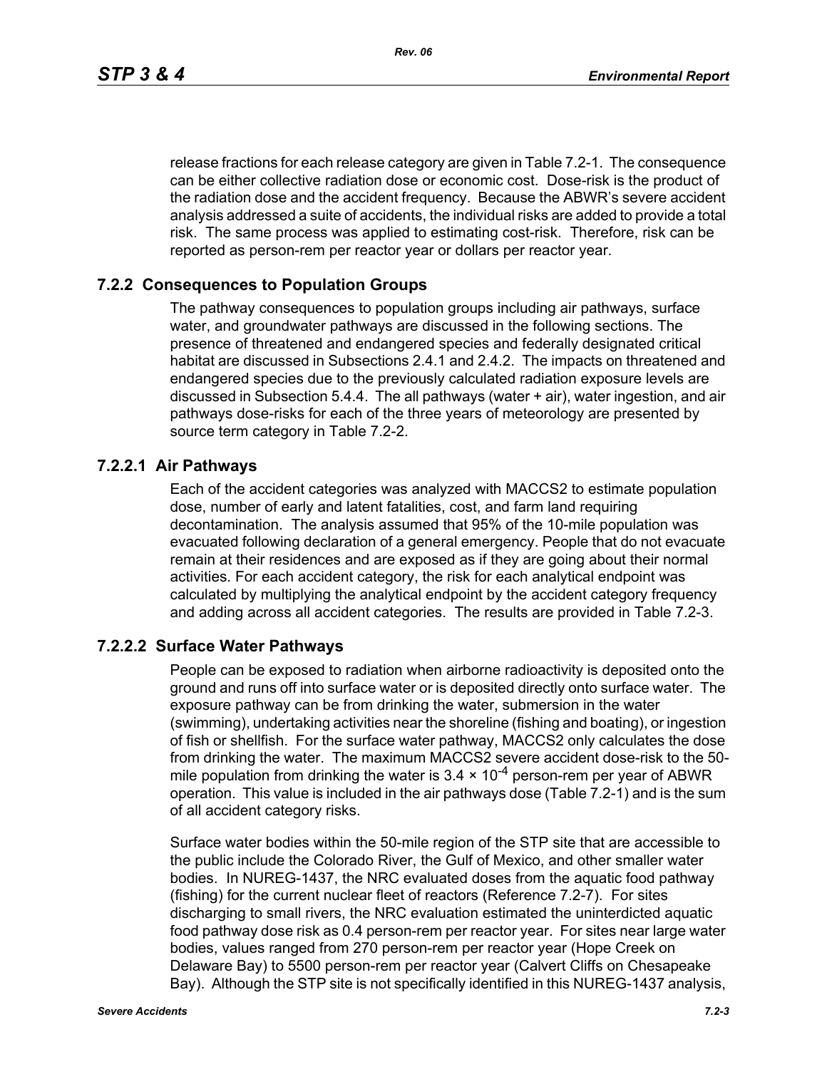release fractions for each release category are given in Table 7.2-1. The consequence can be either collective radiation dose or economic cost. Dose-risk is the product of the radiation dose and the accident frequency. Because the ABWR's severe accident analysis addressed a suite of accidents, the individual risks are added to provide a total risk. The same process was applied to estimating cost-risk. Therefore, risk can be reported as person-rem per reactor year or dollars per reactor year.

## 7.2.2 Consequences to Population Groups

The pathway consequences to population groups including air pathways, surface water, and groundwater pathways are discussed in the following sections. The presence of threatened and endangered species and federally designated critical habitat are discussed in Subsections 2.4.1 and 2.4.2. The impacts on threatened and endangered species due to the previously calculated radiation exposure levels are discussed in Subsection 5.4.4. The all pathways (water + air), water ingestion, and air pathways dose-risks for each of the three years of meteorology are presented by source term category in Table 7.2-2.

### 7.2.2.1 Air Pathways

Each of the accident categories was analyzed with MACCS2 to estimate population dose, number of early and latent fatalities, cost, and farm land requiring decontamination. The analysis assumed that 95% of the 10-mile population was evacuated following declaration of a general emergency. People that do not evacuate remain at their residences and are exposed as if they are going about their normal activities. For each accident category, the risk for each analytical endpoint was calculated by multiplying the analytical endpoint by the accident category frequency and adding across all accident categories. The results are provided in Table 7.2-3.

### 7.2.2.2 Surface Water Pathways

People can be exposed to radiation when airborne radioactivity is deposited onto the ground and runs off into surface water or is deposited directly onto surface water. The exposure pathway can be from drinking the water, submersion in the water (swimming), undertaking activities near the shoreline (fishing and boating), or ingestion of fish or shellfish. For the surface water pathway, MACCS2 only calculates the dose from drinking the water. The maximum MACCS2 severe accident dose-risk to the 50-mile population from drinking the water is $3.4 \times 10^{-4}$ person-rem per year of ABWR operation. This value is included in the air pathways dose (Table 7.2-1) and is the sum of all accident category risks.

Surface water bodies within the 50-mile region of the STP site that are accessible to the public include the Colorado River, the Gulf of Mexico, and other smaller water bodies. In NUREG-1437, the NRC evaluated doses from the aquatic food pathway (fishing) for the current nuclear fleet of reactors (Reference 7.2-7). For sites discharging to small rivers, the NRC evaluation estimated the uninterdicted aquatic food pathway dose risk as 0.4 person-rem per reactor year. For sites near large water bodies, values ranged from 270 person-rem per reactor year (Hope Creek on Delaware Bay) to 5500 person-rem per reactor year (Calvert Cliffs on Chesapeake Bay). Although the STP site is not specifically identified in this NUREG-1437 analysis,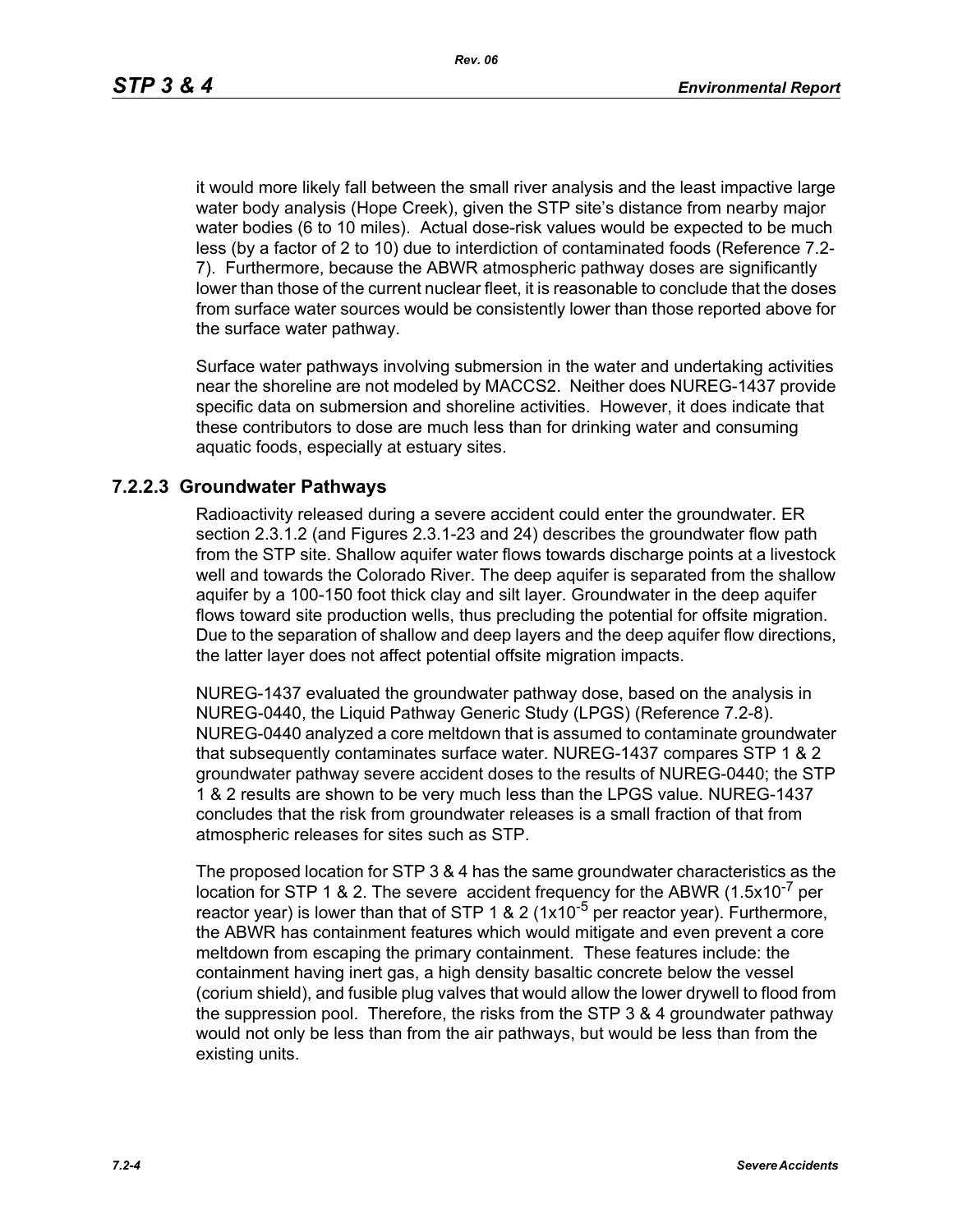it would more likely fall between the small river analysis and the least impactive large water body analysis (Hope Creek), given the STP site's distance from nearby major water bodies (6 to 10 miles). Actual dose-risk values would be expected to be much less (by a factor of 2 to 10) due to interdiction of contaminated foods (Reference 7.2-7). Furthermore, because the ABWR atmospheric pathway doses are significantly lower than those of the current nuclear fleet, it is reasonable to conclude that the doses from surface water sources would be consistently lower than those reported above for the surface water pathway.

Surface water pathways involving submersion in the water and undertaking activities near the shoreline are not modeled by MACCS2. Neither does NUREG-1437 provide specific data on submersion and shoreline activities. However, it does indicate that these contributors to dose are much less than for drinking water and consuming aquatic foods, especially at estuary sites.

### 7.2.2.3 Groundwater Pathways

Radioactivity released during a severe accident could enter the groundwater. ER section 2.3.1.2 (and Figures 2.3.1-23 and 24) describes the groundwater flow path from the STP site. Shallow aquifer water flows towards discharge points at a livestock well and towards the Colorado River. The deep aquifer is separated from the shallow aquifer by a 100-150 foot thick clay and silt layer. Groundwater in the deep aquifer flows toward site production wells, thus precluding the potential for offsite migration. Due to the separation of shallow and deep layers and the deep aquifer flow directions, the latter layer does not affect potential offsite migration impacts.

NUREG-1437 evaluated the groundwater pathway dose, based on the analysis in NUREG-0440, the Liquid Pathway Generic Study (LPGS) (Reference 7.2-8). NUREG-0440 analyzed a core meltdown that is assumed to contaminate groundwater that subsequently contaminates surface water. NUREG-1437 compares STP 1 & 2 groundwater pathway severe accident doses to the results of NUREG-0440; the STP 1 & 2 results are shown to be very much less than the LPGS value. NUREG-1437 concludes that the risk from groundwater releases is a small fraction of that from atmospheric releases for sites such as STP.

The proposed location for STP 3 & 4 has the same groundwater characteristics as the location for STP 1 & 2. The severe accident frequency for the ABWR ($1.5 \times 10^{-7}$ per reactor year) is lower than that of STP 1 & 2 ($1 \times 10^{-5}$ per reactor year). Furthermore, the ABWR has containment features which would mitigate and even prevent a core meltdown from escaping the primary containment. These features include: the containment having inert gas, a high density basaltic concrete below the vessel (corium shield), and fusible plug valves that would allow the lower drywell to flood from the suppression pool. Therefore, the risks from the STP 3 & 4 groundwater pathway would not only be less than from the air pathways, but would be less than from the existing units.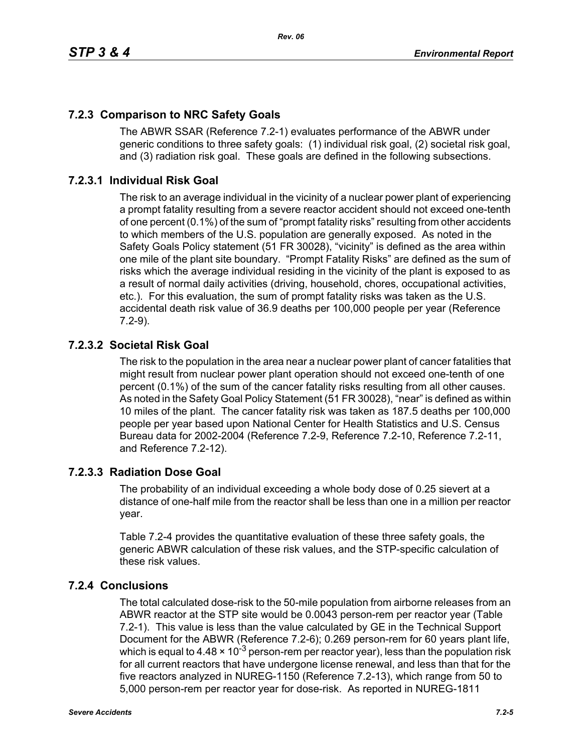## 7.2.3 Comparison to NRC Safety Goals

The ABWR SSAR (Reference 7.2-1) evaluates performance of the ABWR under generic conditions to three safety goals: (1) individual risk goal, (2) societal risk goal, and (3) radiation risk goal. These goals are defined in the following subsections.

### 7.2.3.1 Individual Risk Goal

The risk to an average individual in the vicinity of a nuclear power plant of experiencing a prompt fatality resulting from a severe reactor accident should not exceed one-tenth of one percent (0.1%) of the sum of "prompt fatality risks" resulting from other accidents to which members of the U.S. population are generally exposed. As noted in the Safety Goals Policy statement (51 FR 30028), "vicinity" is defined as the area within one mile of the plant site boundary. "Prompt Fatality Risks" are defined as the sum of risks which the average individual residing in the vicinity of the plant is exposed to as a result of normal daily activities (driving, household, chores, occupational activities, etc.). For this evaluation, the sum of prompt fatality risks was taken as the U.S. accidental death risk value of 36.9 deaths per 100,000 people per year (Reference 7.2-9).

### 7.2.3.2 Societal Risk Goal

The risk to the population in the area near a nuclear power plant of cancer fatalities that might result from nuclear power plant operation should not exceed one-tenth of one percent (0.1%) of the sum of the cancer fatality risks resulting from all other causes. As noted in the Safety Goal Policy Statement (51 FR 30028), "near" is defined as within 10 miles of the plant. The cancer fatality risk was taken as 187.5 deaths per 100,000 people per year based upon National Center for Health Statistics and U.S. Census Bureau data for 2002-2004 (Reference 7.2-9, Reference 7.2-10, Reference 7.2-11, and Reference 7.2-12).

### 7.2.3.3 Radiation Dose Goal

The probability of an individual exceeding a whole body dose of 0.25 sievert at a distance of one-half mile from the reactor shall be less than one in a million per reactor year.

Table 7.2-4 provides the quantitative evaluation of these three safety goals, the generic ABWR calculation of these risk values, and the STP-specific calculation of these risk values.

## 7.2.4 Conclusions

The total calculated dose-risk to the 50-mile population from airborne releases from an ABWR reactor at the STP site would be 0.0043 person-rem per reactor year (Table 7.2-1). This value is less than the value calculated by GE in the Technical Support Document for the ABWR (Reference 7.2-6); 0.269 person-rem for 60 years plant life, which is equal to $4.48 \times 10^{-3}$ person-rem per reactor year), less than the population risk for all current reactors that have undergone license renewal, and less than that for the five reactors analyzed in NUREG-1150 (Reference 7.2-13), which range from 50 to 5,000 person-rem per reactor year for dose-risk. As reported in NUREG-1811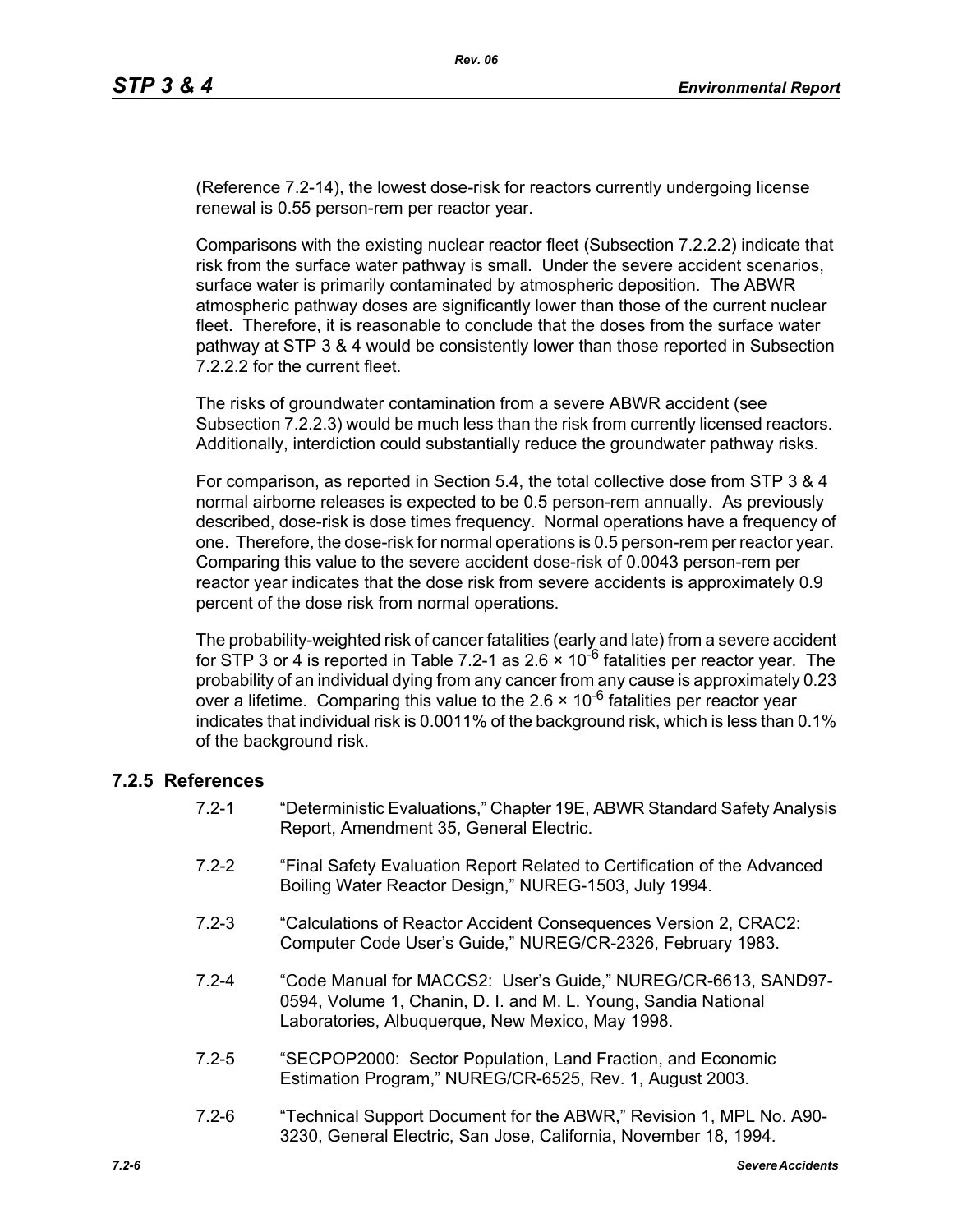(Reference 7.2-14), the lowest dose-risk for reactors currently undergoing license renewal is 0.55 person-rem per reactor year.

Comparisons with the existing nuclear reactor fleet (Subsection 7.2.2.2) indicate that risk from the surface water pathway is small. Under the severe accident scenarios, surface water is primarily contaminated by atmospheric deposition. The ABWR atmospheric pathway doses are significantly lower than those of the current nuclear fleet. Therefore, it is reasonable to conclude that the doses from the surface water pathway at STP 3 & 4 would be consistently lower than those reported in Subsection 7.2.2.2 for the current fleet.

The risks of groundwater contamination from a severe ABWR accident (see Subsection 7.2.2.3) would be much less than the risk from currently licensed reactors. Additionally, interdiction could substantially reduce the groundwater pathway risks.

For comparison, as reported in Section 5.4, the total collective dose from STP 3 & 4 normal airborne releases is expected to be 0.5 person-rem annually. As previously described, dose-risk is dose times frequency. Normal operations have a frequency of one. Therefore, the dose-risk for normal operations is 0.5 person-rem per reactor year. Comparing this value to the severe accident dose-risk of 0.0043 person-rem per reactor year indicates that the dose risk from severe accidents is approximately 0.9 percent of the dose risk from normal operations.

The probability-weighted risk of cancer fatalities (early and late) from a severe accident for STP 3 or 4 is reported in Table 7.2-1 as $2.6 \times 10^{-6}$ fatalities per reactor year. The probability of an individual dying from any cancer from any cause is approximately 0.23 over a lifetime. Comparing this value to the $2.6 \times 10^{-6}$ fatalities per reactor year indicates that individual risk is 0.0011% of the background risk, which is less than 0.1% of the background risk.

### 7.2.5 References

7.2-1 "Deterministic Evaluations," Chapter 19E, ABWR Standard Safety Analysis Report, Amendment 35, General Electric.

7.2-2 "Final Safety Evaluation Report Related to Certification of the Advanced Boiling Water Reactor Design," NUREG-1503, July 1994.

7.2-3 "Calculations of Reactor Accident Consequences Version 2, CRAC2: Computer Code User's Guide," NUREG/CR-2326, February 1983.

7.2-4 "Code Manual for MACCS2: User's Guide," NUREG/CR-6613, SAND97-0594, Volume 1, Chanin, D. I. and M. L. Young, Sandia National Laboratories, Albuquerque, New Mexico, May 1998.

7.2-5 "SECPOP2000: Sector Population, Land Fraction, and Economic Estimation Program," NUREG/CR-6525, Rev. 1, August 2003.

7.2-6 "Technical Support Document for the ABWR," Revision 1, MPL No. A90-3230, General Electric, San Jose, California, November 18, 1994.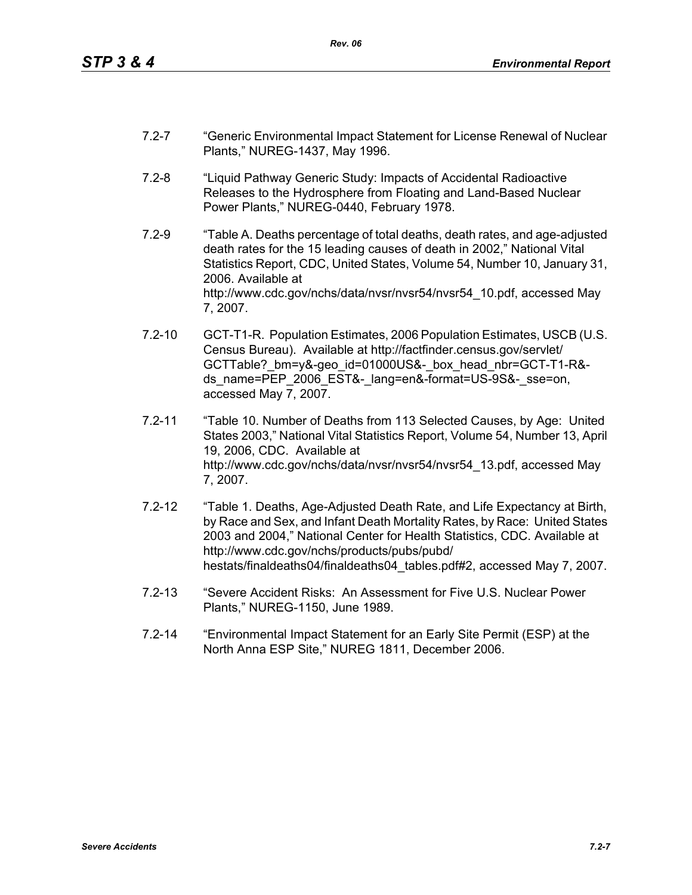7.2-7 “Generic Environmental Impact Statement for License Renewal of Nuclear Plants,” NUREG-1437, May 1996.

7.2-8 “Liquid Pathway Generic Study: Impacts of Accidental Radioactive Releases to the Hydrosphere from Floating and Land-Based Nuclear Power Plants,” NUREG-0440, February 1978.

7.2-9 “Table A. Deaths percentage of total deaths, death rates, and age-adjusted death rates for the 15 leading causes of death in 2002,” National Vital Statistics Report, CDC, United States, Volume 54, Number 10, January 31, 2006. Available at http://www.cdc.gov/nchs/data/nvsr/nvsr54/nvsr54_10.pdf, accessed May 7, 2007.

7.2-10 GCT-T1-R. Population Estimates, 2006 Population Estimates, USCB (U.S. Census Bureau). Available at http://factfinder.census.gov/servlet/GCTTable?_bm=y&-geo_id=01000US&-_box_head_nbr=GCT-T1-R&-ds_name=PEP_2006_EST&-_lang=en&-format=US-9S&-_sse=on, accessed May 7, 2007.

7.2-11 “Table 10. Number of Deaths from 113 Selected Causes, by Age: United States 2003,” National Vital Statistics Report, Volume 54, Number 13, April 19, 2006, CDC. Available at http://www.cdc.gov/nchs/data/nvsr/nvsr54/nvsr54_13.pdf, accessed May 7, 2007.

7.2-12 “Table 1. Deaths, Age-Adjusted Death Rate, and Life Expectancy at Birth, by Race and Sex, and Infant Death Mortality Rates, by Race: United States 2003 and 2004,” National Center for Health Statistics, CDC. Available at http://www.cdc.gov/nchs/products/pubs/pubd/hestats/finaldeaths04/finaldeaths04_tables.pdf#2, accessed May 7, 2007.

7.2-13 “Severe Accident Risks: An Assessment for Five U.S. Nuclear Power Plants,” NUREG-1150, June 1989.

7.2-14 “Environmental Impact Statement for an Early Site Permit (ESP) at the North Anna ESP Site,” NUREG 1811, December 2006.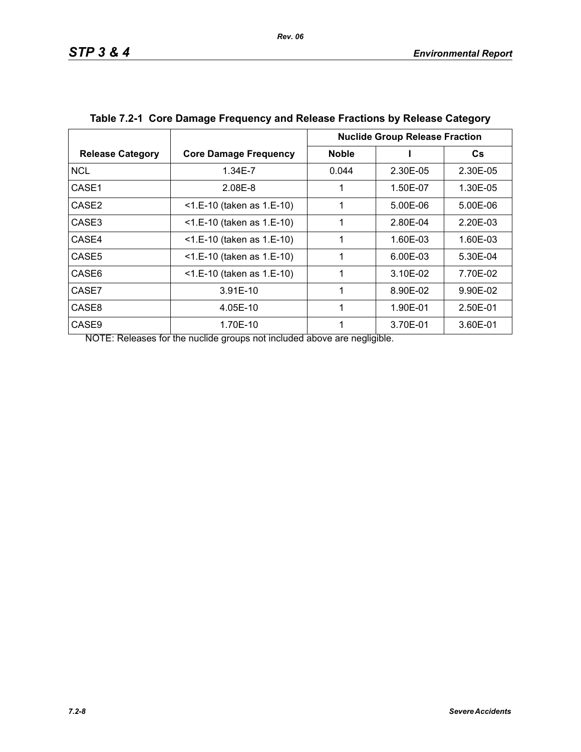**Table 7.2-1 Core Damage Frequency and Release Fractions by Release Category**

| Release Category | Core Damage Frequency | Nuclide Group Release Fraction | | |
|---|---|---|---|---|
| | | Noble | I | Cs |
| NCL | 1.34E-7 | 0.044 | 2.30E-05 | 2.30E-05 |
| CASE1 | 2.08E-8 | 1 | 1.50E-07 | 1.30E-05 |
| CASE2 | <1.E-10 (taken as 1.E-10) | 1 | 5.00E-06 | 5.00E-06 |
| CASE3 | <1.E-10 (taken as 1.E-10) | 1 | 2.80E-04 | 2.20E-03 |
| CASE4 | <1.E-10 (taken as 1.E-10) | 1 | 1.60E-03 | 1.60E-03 |
| CASE5 | <1.E-10 (taken as 1.E-10) | 1 | 6.00E-03 | 5.30E-04 |
| CASE6 | <1.E-10 (taken as 1.E-10) | 1 | 3.10E-02 | 7.70E-02 |
| CASE7 | 3.91E-10 | 1 | 8.90E-02 | 9.90E-02 |
| CASE8 | 4.05E-10 | 1 | 1.90E-01 | 2.50E-01 |
| CASE9 | 1.70E-10 | 1 | 3.70E-01 | 3.60E-01 |

NOTE: Releases for the nuclide groups not included above are negligible.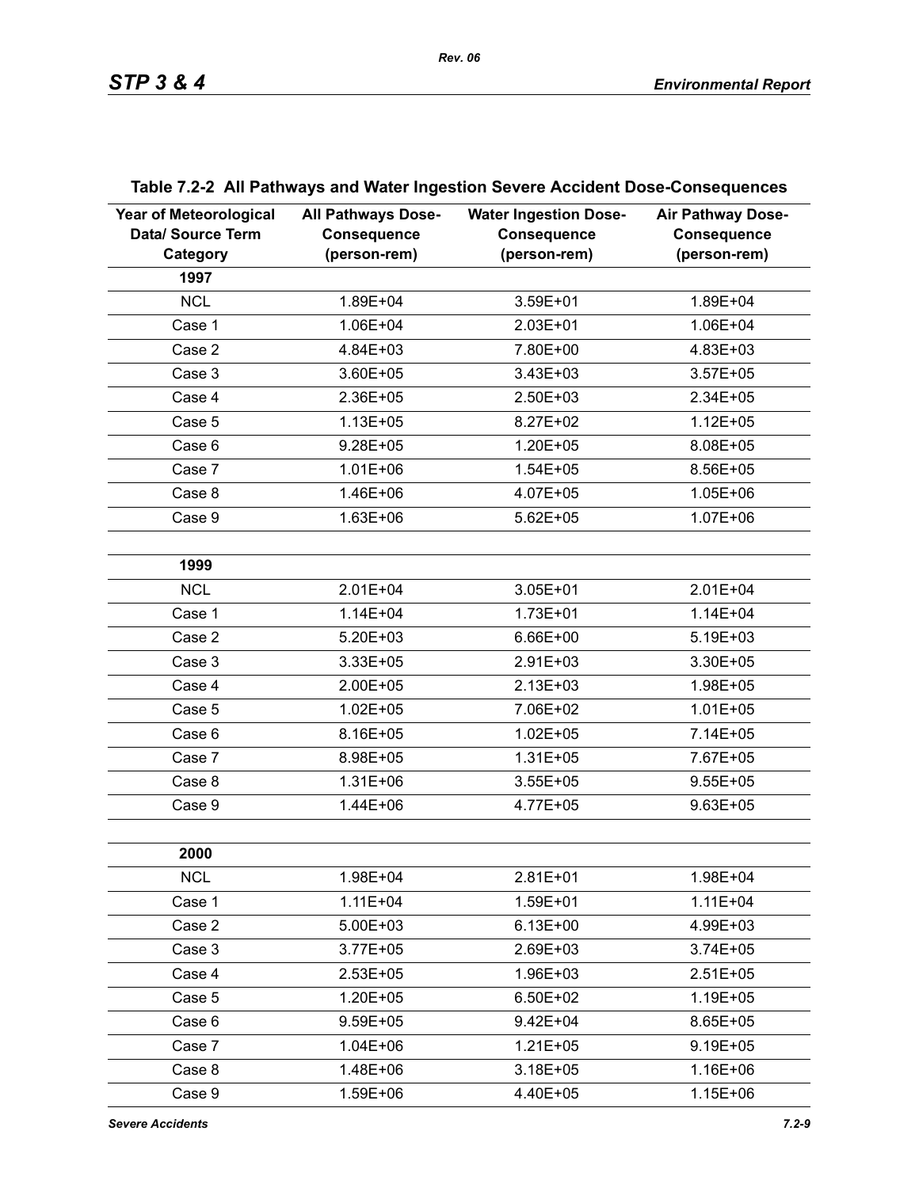**Table 7.2-2 All Pathways and Water Ingestion Severe Accident Dose-Consequences**

| Year of Meteorological Data/ Source Term Category | All Pathways Dose-Consequence (person-rem) | Water Ingestion Dose-Consequence (person-rem) | Air Pathway Dose-Consequence (person-rem) |
|---|---|---|---|
| **1997** | | | |
| NCL | 1.89E+04 | 3.59E+01 | 1.89E+04 |
| Case 1 | 1.06E+04 | 2.03E+01 | 1.06E+04 |
| Case 2 | 4.84E+03 | 7.80E+00 | 4.83E+03 |
| Case 3 | 3.60E+05 | 3.43E+03 | 3.57E+05 |
| Case 4 | 2.36E+05 | 2.50E+03 | 2.34E+05 |
| Case 5 | 1.13E+05 | 8.27E+02 | 1.12E+05 |
| Case 6 | 9.28E+05 | 1.20E+05 | 8.08E+05 |
| Case 7 | 1.01E+06 | 1.54E+05 | 8.56E+05 |
| Case 8 | 1.46E+06 | 4.07E+05 | 1.05E+06 |
| Case 9 | 1.63E+06 | 5.62E+05 | 1.07E+06 |
| | | | |
| **1999** | | | |
| NCL | 2.01E+04 | 3.05E+01 | 2.01E+04 |
| Case 1 | 1.14E+04 | 1.73E+01 | 1.14E+04 |
| Case 2 | 5.20E+03 | 6.66E+00 | 5.19E+03 |
| Case 3 | 3.33E+05 | 2.91E+03 | 3.30E+05 |
| Case 4 | 2.00E+05 | 2.13E+03 | 1.98E+05 |
| Case 5 | 1.02E+05 | 7.06E+02 | 1.01E+05 |
| Case 6 | 8.16E+05 | 1.02E+05 | 7.14E+05 |
| Case 7 | 8.98E+05 | 1.31E+05 | 7.67E+05 |
| Case 8 | 1.31E+06 | 3.55E+05 | 9.55E+05 |
| Case 9 | 1.44E+06 | 4.77E+05 | 9.63E+05 |
| | | | |
| **2000** | | | |
| NCL | 1.98E+04 | 2.81E+01 | 1.98E+04 |
| Case 1 | 1.11E+04 | 1.59E+01 | 1.11E+04 |
| Case 2 | 5.00E+03 | 6.13E+00 | 4.99E+03 |
| Case 3 | 3.77E+05 | 2.69E+03 | 3.74E+05 |
| Case 4 | 2.53E+05 | 1.96E+03 | 2.51E+05 |
| Case 5 | 1.20E+05 | 6.50E+02 | 1.19E+05 |
| Case 6 | 9.59E+05 | 9.42E+04 | 8.65E+05 |
| Case 7 | 1.04E+06 | 1.21E+05 | 9.19E+05 |
| Case 8 | 1.48E+06 | 3.18E+05 | 1.16E+06 |
| Case 9 | 1.59E+06 | 4.40E+05 | 1.15E+06 |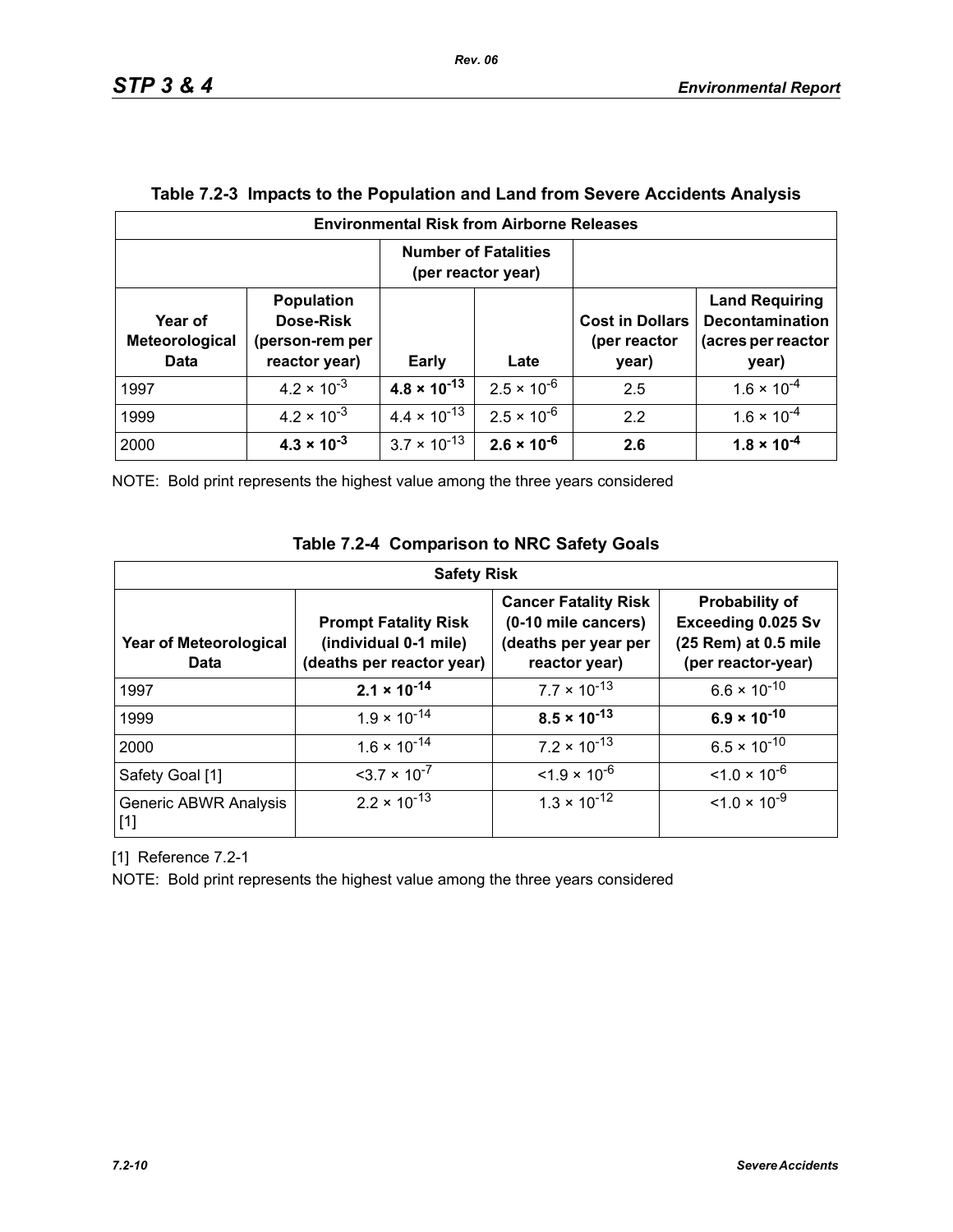**Table 7.2-3 Impacts to the Population and Land from Severe Accidents Analysis**

| Environmental Risk from Airborne Releases | | | | | |
|---|---|---|---|---|---|
| | | Number of Fatalities (per reactor year) | | | |
| Year of Meteorological Data | Population Dose-Risk (person-rem per reactor year) | Early | Late | Cost in Dollars (per reactor year) | Land Requiring Decontamination (acres per reactor year) |
| 1997 | $4.2 \times 10^{-3}$ | **$4.8 \times 10^{-13}$** | $2.5 \times 10^{-6}$ | 2.5 | $1.6 \times 10^{-4}$ |
| 1999 | $4.2 \times 10^{-3}$ | $4.4 \times 10^{-13}$ | $2.5 \times 10^{-6}$ | 2.2 | $1.6 \times 10^{-4}$ |
| 2000 | **$4.3 \times 10^{-3}$** | $3.7 \times 10^{-13}$ | **$2.6 \times 10^{-6}$** | **2.6** | **$1.8 \times 10^{-4}$** |

NOTE: Bold print represents the highest value among the three years considered

**Table 7.2-4 Comparison to NRC Safety Goals**

| Safety Risk | | | |
|---|---|---|---|
| Year of Meteorological Data | Prompt Fatality Risk (individual 0-1 mile) (deaths per reactor year) | Cancer Fatality Risk (0-10 mile cancers) (deaths per year per reactor year) | Probability of Exceeding 0.025 Sv (25 Rem) at 0.5 mile (per reactor-year) |
| 1997 | **$2.1 \times 10^{-14}$** | $7.7 \times 10^{-13}$ | $6.6 \times 10^{-10}$ |
| 1999 | $1.9 \times 10^{-14}$ | **$8.5 \times 10^{-13}$** | **$6.9 \times 10^{-10}$** |
| 2000 | $1.6 \times 10^{-14}$ | $7.2 \times 10^{-13}$ | $6.5 \times 10^{-10}$ |
| Safety Goal [1] | $<3.7 \times 10^{-7}$ | $<1.9 \times 10^{-6}$ | $<1.0 \times 10^{-6}$ |
| Generic ABWR Analysis [1] | $2.2 \times 10^{-13}$ | $1.3 \times 10^{-12}$ | $<1.0 \times 10^{-9}$ |

[1] Reference 7.2-1

NOTE: Bold print represents the highest value among the three years considered